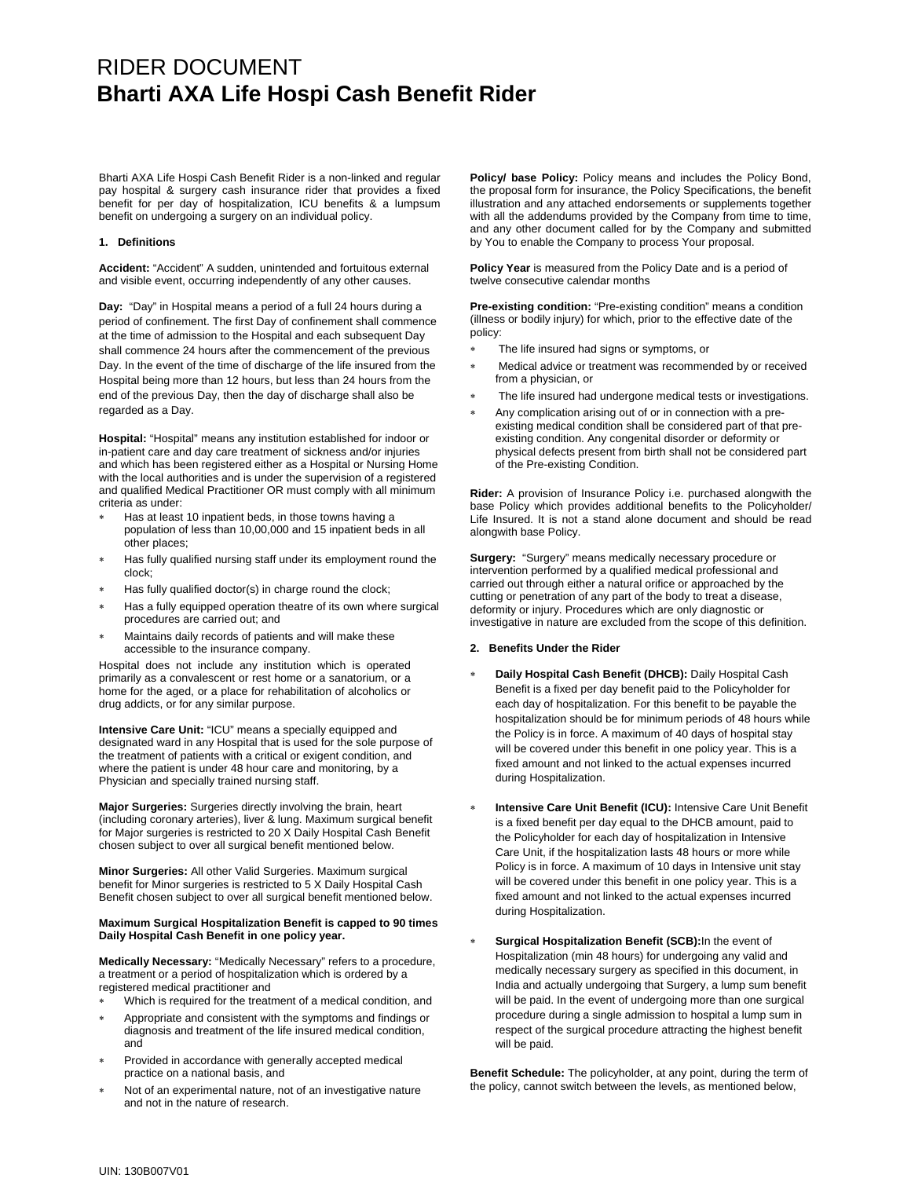# RIDER DOCUMENT
# Bharti AXA Life Hospi Cash Benefit Rider

Bharti AXA Life Hospi Cash Benefit Rider is a non-linked and regular pay hospital & surgery cash insurance rider that provides a fixed benefit for per day of hospitalization, ICU benefits & a lumpsum benefit on undergoing a surgery on an individual policy.

## 1. Definitions

**Accident:** "Accident" A sudden, unintended and fortuitous external and visible event, occurring independently of any other causes.

**Day:** "Day" in Hospital means a period of a full 24 hours during a period of confinement. The first Day of confinement shall commence at the time of admission to the Hospital and each subsequent Day shall commence 24 hours after the commencement of the previous Day. In the event of the time of discharge of the life insured from the Hospital being more than 12 hours, but less than 24 hours from the end of the previous Day, then the day of discharge shall also be regarded as a Day.

**Hospital:** "Hospital" means any institution established for indoor or in-patient care and day care treatment of sickness and/or injuries and which has been registered either as a Hospital or Nursing Home with the local authorities and is under the supervision of a registered and qualified Medical Practitioner OR must comply with all minimum criteria as under:

- Has at least 10 inpatient beds, in those towns having a population of less than 10,00,000 and 15 inpatient beds in all other places;
- Has fully qualified nursing staff under its employment round the clock;
- Has fully qualified doctor(s) in charge round the clock;
- Has a fully equipped operation theatre of its own where surgical procedures are carried out; and
- Maintains daily records of patients and will make these accessible to the insurance company.

Hospital does not include any institution which is operated primarily as a convalescent or rest home or a sanatorium, or a home for the aged, or a place for rehabilitation of alcoholics or drug addicts, or for any similar purpose.

**Intensive Care Unit:** "ICU" means a specially equipped and designated ward in any Hospital that is used for the sole purpose of the treatment of patients with a critical or exigent condition, and where the patient is under 48 hour care and monitoring, by a Physician and specially trained nursing staff.

**Major Surgeries:** Surgeries directly involving the brain, heart (including coronary arteries), liver & lung. Maximum surgical benefit for Major surgeries is restricted to 20 X Daily Hospital Cash Benefit chosen subject to over all surgical benefit mentioned below.

**Minor Surgeries:** All other Valid Surgeries. Maximum surgical benefit for Minor surgeries is restricted to 5 X Daily Hospital Cash Benefit chosen subject to over all surgical benefit mentioned below.

**Maximum Surgical Hospitalization Benefit is capped to 90 times Daily Hospital Cash Benefit in one policy year.**

**Medically Necessary:** "Medically Necessary" refers to a procedure, a treatment or a period of hospitalization which is ordered by a registered medical practitioner and

- Which is required for the treatment of a medical condition, and
- Appropriate and consistent with the symptoms and findings or diagnosis and treatment of the life insured medical condition, and
- Provided in accordance with generally accepted medical practice on a national basis, and
- Not of an experimental nature, not of an investigative nature and not in the nature of research.

**Policy/ base Policy:** Policy means and includes the Policy Bond, the proposal form for insurance, the Policy Specifications, the benefit illustration and any attached endorsements or supplements together with all the addendums provided by the Company from time to time, and any other document called for by the Company and submitted by You to enable the Company to process Your proposal.

**Policy Year** is measured from the Policy Date and is a period of twelve consecutive calendar months

**Pre-existing condition:** "Pre-existing condition" means a condition (illness or bodily injury) for which, prior to the effective date of the policy:

- The life insured had signs or symptoms, or
- Medical advice or treatment was recommended by or received from a physician, or
- The life insured had undergone medical tests or investigations.
- Any complication arising out of or in connection with a pre-existing medical condition shall be considered part of that pre-existing condition. Any congenital disorder or deformity or physical defects present from birth shall not be considered part of the Pre-existing Condition.

**Rider:** A provision of Insurance Policy i.e. purchased alongwith the base Policy which provides additional benefits to the Policyholder/ Life Insured. It is not a stand alone document and should be read alongwith base Policy.

**Surgery:** "Surgery" means medically necessary procedure or intervention performed by a qualified medical professional and carried out through either a natural orifice or approached by the cutting or penetration of any part of the body to treat a disease, deformity or injury. Procedures which are only diagnostic or investigative in nature are excluded from the scope of this definition.

## 2. Benefits Under the Rider

- **Daily Hospital Cash Benefit (DHCB):** Daily Hospital Cash Benefit is a fixed per day benefit paid to the Policyholder for each day of hospitalization. For this benefit to be payable the hospitalization should be for minimum periods of 48 hours while the Policy is in force. A maximum of 40 days of hospital stay will be covered under this benefit in one policy year. This is a fixed amount and not linked to the actual expenses incurred during Hospitalization.

- **Intensive Care Unit Benefit (ICU):** Intensive Care Unit Benefit is a fixed benefit per day equal to the DHCB amount, paid to the Policyholder for each day of hospitalization in Intensive Care Unit, if the hospitalization lasts 48 hours or more while Policy is in force. A maximum of 10 days in Intensive unit stay will be covered under this benefit in one policy year. This is a fixed amount and not linked to the actual expenses incurred during Hospitalization.

- **Surgical Hospitalization Benefit (SCB):** In the event of Hospitalization (min 48 hours) for undergoing any valid and medically necessary surgery as specified in this document, in India and actually undergoing that Surgery, a lump sum benefit will be paid. In the event of undergoing more than one surgical procedure during a single admission to hospital a lump sum in respect of the surgical procedure attracting the highest benefit will be paid.

**Benefit Schedule:** The policyholder, at any point, during the term of the policy, cannot switch between the levels, as mentioned below,

UIN: 130B007V01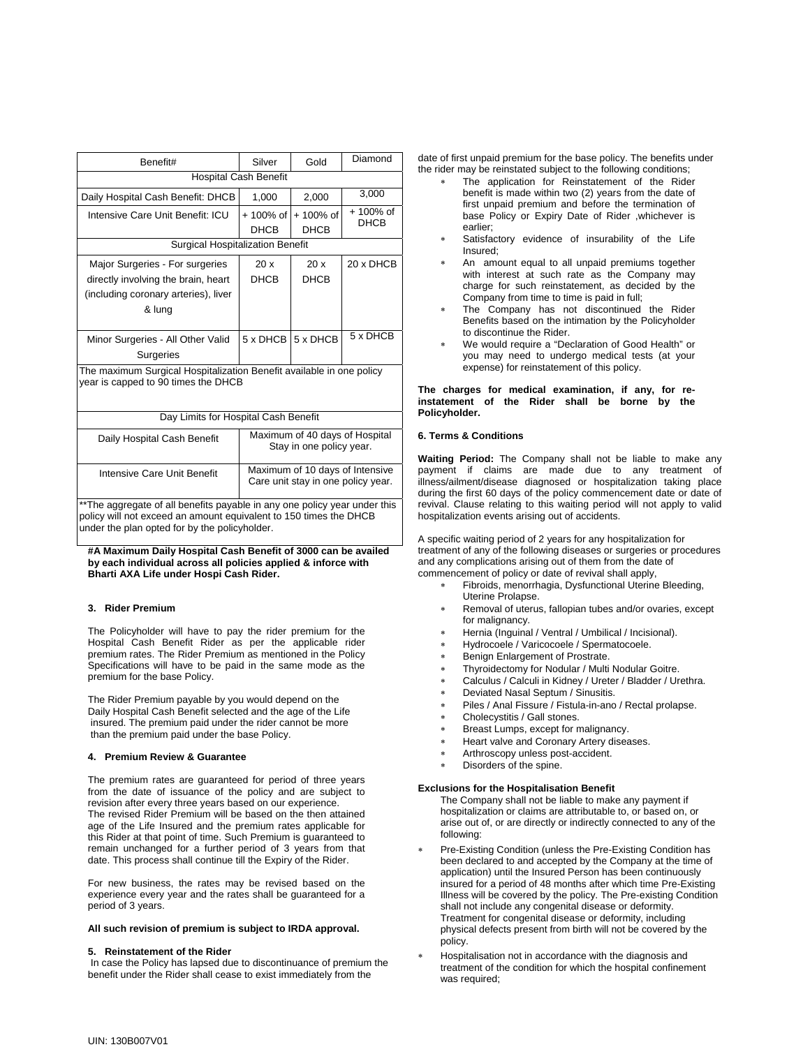| Benefit# | Silver | Gold | Diamond |
|---|---|---|---|
| Hospital Cash Benefit | | | |
| Daily Hospital Cash Benefit: DHCB | 1,000 | 2,000 | 3,000 |
| Intensive Care Unit Benefit: ICU | + 100% of DHCB | + 100% of DHCB | + 100% of DHCB |
| Surgical Hospitalization Benefit | | | |
| Major Surgeries - For surgeries directly involving the brain, heart (including coronary arteries), liver & lung | 20 x DHCB | 20 x DHCB | 20 x DHCB |
| Minor Surgeries - All Other Valid Surgeries | 5 x DHCB | 5 x DHCB | 5 x DHCB |
| The maximum Surgical Hospitalization Benefit available in one policy year is capped to 90 times the DHCB | | | |
| Day Limits for Hospital Cash Benefit | | | |
| Daily Hospital Cash Benefit | Maximum of 40 days of Hospital Stay in one policy year. | | |
| Intensive Care Unit Benefit | Maximum of 10 days of Intensive Care unit stay in one policy year. | | |
| **The aggregate of all benefits payable in any one policy year under this policy will not exceed an amount equivalent to 150 times the DHCB under the plan opted for by the policyholder. | | | |

**#A Maximum Daily Hospital Cash Benefit of 3000 can be availed by each individual across all policies applied & inforce with Bharti AXA Life under Hospi Cash Rider.**

### 3. Rider Premium

The Policyholder will have to pay the rider premium for the Hospital Cash Benefit Rider as per the applicable rider premium rates. The Rider Premium as mentioned in the Policy Specifications will have to be paid in the same mode as the premium for the base Policy.

The Rider Premium payable by you would depend on the Daily Hospital Cash Benefit selected and the age of the Life insured. The premium paid under the rider cannot be more than the premium paid under the base Policy.

### 4. Premium Review & Guarantee

The premium rates are guaranteed for period of three years from the date of issuance of the policy and are subject to revision after every three years based on our experience. The revised Rider Premium will be based on the then attained age of the Life Insured and the premium rates applicable for this Rider at that point of time. Such Premium is guaranteed to remain unchanged for a further period of 3 years from that date. This process shall continue till the Expiry of the Rider.

For new business, the rates may be revised based on the experience every year and the rates shall be guaranteed for a period of 3 years.

**All such revision of premium is subject to IRDA approval.**

### 5. Reinstatement of the Rider

In case the Policy has lapsed due to discontinuance of premium the benefit under the Rider shall cease to exist immediately from the date of first unpaid premium for the base policy. The benefits under the rider may be reinstated subject to the following conditions;

- The application for Reinstatement of the Rider benefit is made within two (2) years from the date of first unpaid premium and before the termination of base Policy or Expiry Date of Rider ,whichever is earlier;
- Satisfactory evidence of insurability of the Life Insured;
- An amount equal to all unpaid premiums together with interest at such rate as the Company may charge for such reinstatement, as decided by the Company from time to time is paid in full;
- The Company has not discontinued the Rider Benefits based on the intimation by the Policyholder to discontinue the Rider.
- We would require a "Declaration of Good Health" or you may need to undergo medical tests (at your expense) for reinstatement of this policy.

**The charges for medical examination, if any, for re-instatement of the Rider shall be borne by the Policyholder.**

### 6. Terms & Conditions

**Waiting Period:** The Company shall not be liable to make any payment if claims are made due to any treatment of illness/ailment/disease diagnosed or hospitalization taking place during the first 60 days of the policy commencement date or date of revival. Clause relating to this waiting period will not apply to valid hospitalization events arising out of accidents.

A specific waiting period of 2 years for any hospitalization for treatment of any of the following diseases or surgeries or procedures and any complications arising out of them from the date of commencement of policy or date of revival shall apply,

- Fibroids, menorrhagia, Dysfunctional Uterine Bleeding, Uterine Prolapse.
- Removal of uterus, fallopian tubes and/or ovaries, except for malignancy.
- Hernia (Inguinal / Ventral / Umbilical / Incisional).
- Hydrocoele / Varicocoele / Spermatocoele.
- Benign Enlargement of Prostrate.
- Thyroidectomy for Nodular / Multi Nodular Goitre.
- Calculus / Calculi in Kidney / Ureter / Bladder / Urethra.
- Deviated Nasal Septum / Sinusitis.
- Piles / Anal Fissure / Fistula-in-ano / Rectal prolapse.
- Cholecystitis / Gall stones.
- Breast Lumps, except for malignancy.
- Heart valve and Coronary Artery diseases.
- Arthroscopy unless post-accident.
- Disorders of the spine.

**Exclusions for the Hospitalisation Benefit**

The Company shall not be liable to make any payment if hospitalization or claims are attributable to, or based on, or arise out of, or are directly or indirectly connected to any of the following:

- Pre-Existing Condition (unless the Pre-Existing Condition has been declared to and accepted by the Company at the time of application) until the Insured Person has been continuously insured for a period of 48 months after which time Pre-Existing Illness will be covered by the policy. The Pre-existing Condition shall not include any congenital disease or deformity. Treatment for congenital disease or deformity, including physical defects present from birth will not be covered by the policy.
- Hospitalisation not in accordance with the diagnosis and treatment of the condition for which the hospital confinement was required;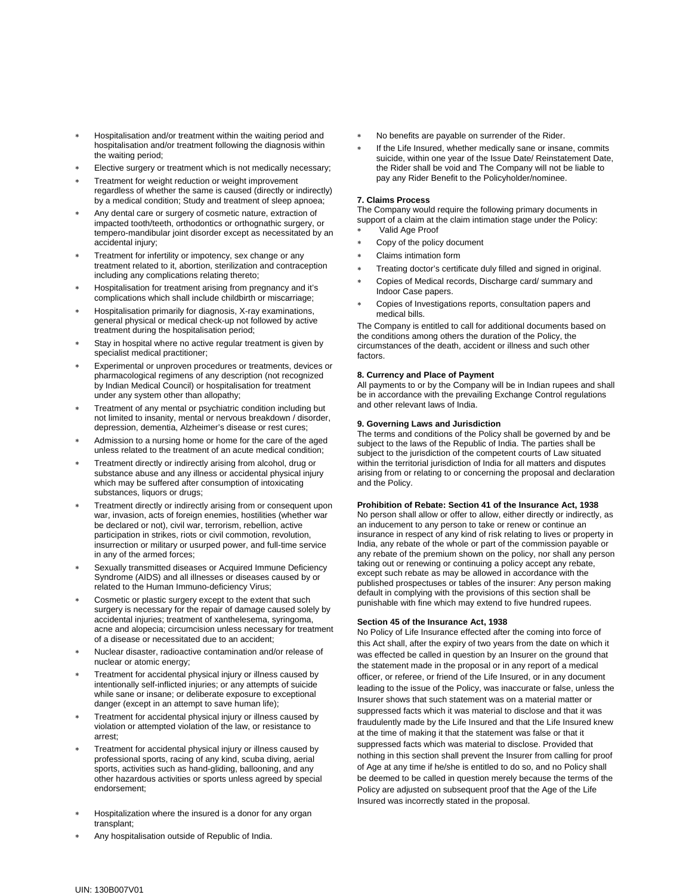- Hospitalisation and/or treatment within the waiting period and hospitalisation and/or treatment following the diagnosis within the waiting period;
- Elective surgery or treatment which is not medically necessary;
- Treatment for weight reduction or weight improvement regardless of whether the same is caused (directly or indirectly) by a medical condition; Study and treatment of sleep apnoea;
- Any dental care or surgery of cosmetic nature, extraction of impacted tooth/teeth, orthodontics or orthognathic surgery, or tempero-mandibular joint disorder except as necessitated by an accidental injury;
- Treatment for infertility or impotency, sex change or any treatment related to it, abortion, sterilization and contraception including any complications relating thereto;
- Hospitalisation for treatment arising from pregnancy and it's complications which shall include childbirth or miscarriage;
- Hospitalisation primarily for diagnosis, X-ray examinations, general physical or medical check-up not followed by active treatment during the hospitalisation period;
- Stay in hospital where no active regular treatment is given by specialist medical practitioner;
- Experimental or unproven procedures or treatments, devices or pharmacological regimens of any description (not recognized by Indian Medical Council) or hospitalisation for treatment under any system other than allopathy;
- Treatment of any mental or psychiatric condition including but not limited to insanity, mental or nervous breakdown / disorder, depression, dementia, Alzheimer's disease or rest cures;
- Admission to a nursing home or home for the care of the aged unless related to the treatment of an acute medical condition;
- Treatment directly or indirectly arising from alcohol, drug or substance abuse and any illness or accidental physical injury which may be suffered after consumption of intoxicating substances, liquors or drugs;
- Treatment directly or indirectly arising from or consequent upon war, invasion, acts of foreign enemies, hostilities (whether war be declared or not), civil war, terrorism, rebellion, active participation in strikes, riots or civil commotion, revolution, insurrection or military or usurped power, and full-time service in any of the armed forces;
- Sexually transmitted diseases or Acquired Immune Deficiency Syndrome (AIDS) and all illnesses or diseases caused by or related to the Human Immuno-deficiency Virus;
- Cosmetic or plastic surgery except to the extent that such surgery is necessary for the repair of damage caused solely by accidental injuries; treatment of xanthelesema, syringoma, acne and alopecia; circumcision unless necessary for treatment of a disease or necessitated due to an accident;
- Nuclear disaster, radioactive contamination and/or release of nuclear or atomic energy;
- Treatment for accidental physical injury or illness caused by intentionally self-inflicted injuries; or any attempts of suicide while sane or insane; or deliberate exposure to exceptional danger (except in an attempt to save human life);
- Treatment for accidental physical injury or illness caused by violation or attempted violation of the law, or resistance to arrest;
- Treatment for accidental physical injury or illness caused by professional sports, racing of any kind, scuba diving, aerial sports, activities such as hand-gliding, ballooning, and any other hazardous activities or sports unless agreed by special endorsement;
- Hospitalization where the insured is a donor for any organ transplant;
- Any hospitalisation outside of Republic of India.
- No benefits are payable on surrender of the Rider.
- If the Life Insured, whether medically sane or insane, commits suicide, within one year of the Issue Date/ Reinstatement Date, the Rider shall be void and The Company will not be liable to pay any Rider Benefit to the Policyholder/nominee.

**7. Claims Process**

The Company would require the following primary documents in support of a claim at the claim intimation stage under the Policy:

- Valid Age Proof
- Copy of the policy document
- Claims intimation form
- Treating doctor's certificate duly filled and signed in original.
- Copies of Medical records, Discharge card/ summary and Indoor Case papers.
- Copies of Investigations reports, consultation papers and medical bills.

The Company is entitled to call for additional documents based on the conditions among others the duration of the Policy, the circumstances of the death, accident or illness and such other factors.

**8. Currency and Place of Payment**

All payments to or by the Company will be in Indian rupees and shall be in accordance with the prevailing Exchange Control regulations and other relevant laws of India.

**9. Governing Laws and Jurisdiction**

The terms and conditions of the Policy shall be governed by and be subject to the laws of the Republic of India. The parties shall be subject to the jurisdiction of the competent courts of Law situated within the territorial jurisdiction of India for all matters and disputes arising from or relating to or concerning the proposal and declaration and the Policy.

**Prohibition of Rebate: Section 41 of the Insurance Act, 1938**

No person shall allow or offer to allow, either directly or indirectly, as an inducement to any person to take or renew or continue an insurance in respect of any kind of risk relating to lives or property in India, any rebate of the whole or part of the commission payable or any rebate of the premium shown on the policy, nor shall any person taking out or renewing or continuing a policy accept any rebate, except such rebate as may be allowed in accordance with the published prospectuses or tables of the insurer: Any person making default in complying with the provisions of this section shall be punishable with fine which may extend to five hundred rupees.

**Section 45 of the Insurance Act, 1938**

No Policy of Life Insurance effected after the coming into force of this Act shall, after the expiry of two years from the date on which it was effected be called in question by an Insurer on the ground that the statement made in the proposal or in any report of a medical officer, or referee, or friend of the Life Insured, or in any document leading to the issue of the Policy, was inaccurate or false, unless the Insurer shows that such statement was on a material matter or suppressed facts which it was material to disclose and that it was fraudulently made by the Life Insured and that the Life Insured knew at the time of making it that the statement was false or that it suppressed facts which was material to disclose. Provided that nothing in this section shall prevent the Insurer from calling for proof of Age at any time if he/she is entitled to do so, and no Policy shall be deemed to be called in question merely because the terms of the Policy are adjusted on subsequent proof that the Age of the Life Insured was incorrectly stated in the proposal.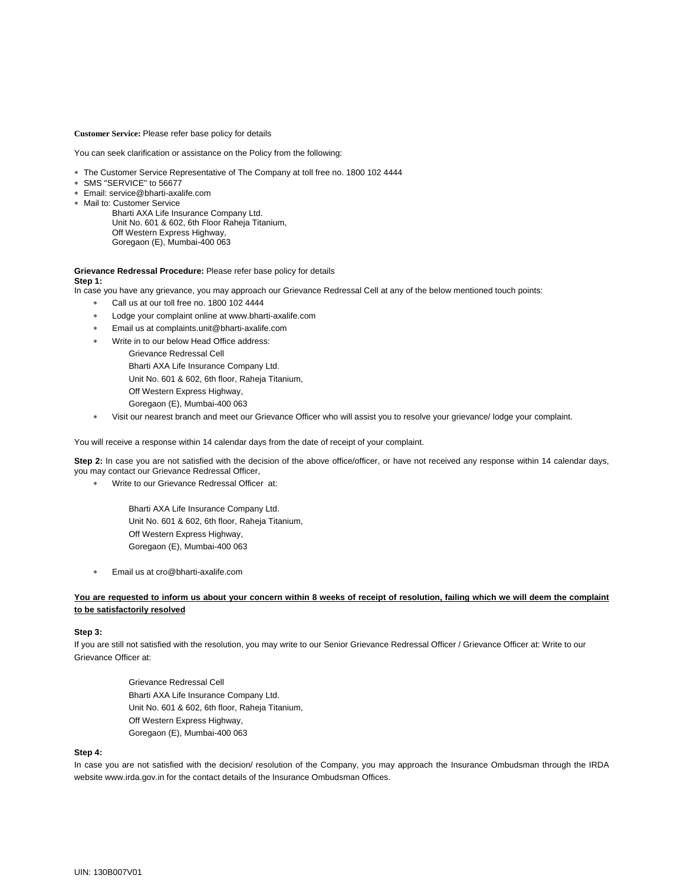**Customer Service:** Please refer base policy for details

You can seek clarification or assistance on the Policy from the following:

- The Customer Service Representative of The Company at toll free no. 1800 102 4444
- SMS "SERVICE" to 56677
- Email: service@bharti-axalife.com
- Mail to: Customer Service
  Bharti AXA Life Insurance Company Ltd.
  Unit No. 601 & 602, 6th Floor Raheja Titanium,
  Off Western Express Highway,
  Goregaon (E), Mumbai-400 063

**Grievance Redressal Procedure:** Please refer base policy for details

**Step 1:**
In case you have any grievance, you may approach our Grievance Redressal Cell at any of the below mentioned touch points:

- Call us at our toll free no. 1800 102 4444
- Lodge your complaint online at www.bharti-axalife.com
- Email us at complaints.unit@bharti-axalife.com
- Write in to our below Head Office address:
  Grievance Redressal Cell
  Bharti AXA Life Insurance Company Ltd.
  Unit No. 601 & 602, 6th floor, Raheja Titanium,
  Off Western Express Highway,
  Goregaon (E), Mumbai-400 063
- Visit our nearest branch and meet our Grievance Officer who will assist you to resolve your grievance/ lodge your complaint.

You will receive a response within 14 calendar days from the date of receipt of your complaint.

**Step 2:** In case you are not satisfied with the decision of the above office/officer, or have not received any response within 14 calendar days, you may contact our Grievance Redressal Officer,

- Write to our Grievance Redressal Officer at:

  Bharti AXA Life Insurance Company Ltd.
  Unit No. 601 & 602, 6th floor, Raheja Titanium,
  Off Western Express Highway,
  Goregaon (E), Mumbai-400 063

- Email us at cro@bharti-axalife.com

**<u>You are requested to inform us about your concern within 8 weeks of receipt of resolution, failing which we will deem the complaint to be satisfactorily resolved</u>**

**Step 3:**
If you are still not satisfied with the resolution, you may write to our Senior Grievance Redressal Officer / Grievance Officer at: Write to our Grievance Officer at:

Grievance Redressal Cell
Bharti AXA Life Insurance Company Ltd.
Unit No. 601 & 602, 6th floor, Raheja Titanium,
Off Western Express Highway,
Goregaon (E), Mumbai-400 063

**Step 4:**
In case you are not satisfied with the decision/ resolution of the Company, you may approach the Insurance Ombudsman through the IRDA website www.irda.gov.in for the contact details of the Insurance Ombudsman Offices.

UIN: 130B007V01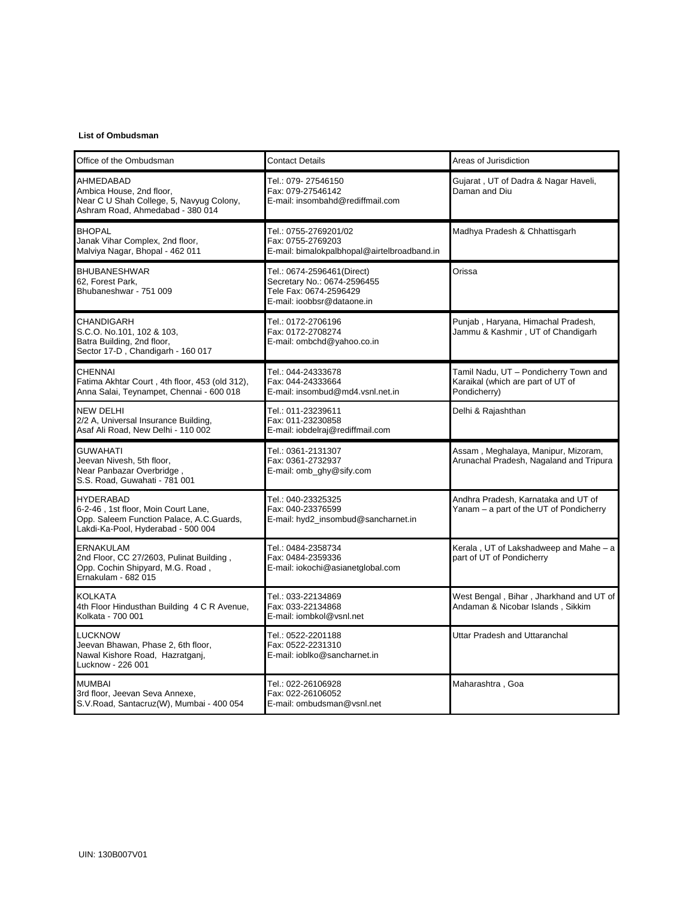**List of Ombudsman**

| Office of the Ombudsman | Contact Details | Areas of Jurisdiction |
|---|---|---|
| AHMEDABAD<br>Ambica House, 2nd floor,<br>Near C U Shah College, 5, Navyug Colony,<br>Ashram Road, Ahmedabad - 380 014 | Tel.: 079- 27546150<br>Fax: 079-27546142<br>E-mail: insombahd@rediffmail.com | Gujarat , UT of Dadra & Nagar Haveli, Daman and Diu |
| BHOPAL<br>Janak Vihar Complex, 2nd floor,<br>Malviya Nagar, Bhopal - 462 011 | Tel.: 0755-2769201/02<br>Fax: 0755-2769203<br>E-mail: bimalokpalbhopal@airtelbroadband.in | Madhya Pradesh & Chhattisgarh |
| BHUBANESHWAR<br>62, Forest Park,<br>Bhubaneshwar - 751 009 | Tel.: 0674-2596461(Direct)<br>Secretary No.: 0674-2596455<br>Tele Fax: 0674-2596429<br>E-mail: ioobbsr@dataone.in | Orissa |
| CHANDIGARH<br>S.C.O. No.101, 102 & 103,<br>Batra Building, 2nd floor,<br>Sector 17-D , Chandigarh - 160 017 | Tel.: 0172-2706196<br>Fax: 0172-2708274<br>E-mail: ombchd@yahoo.co.in | Punjab , Haryana, Himachal Pradesh, Jammu & Kashmir , UT of Chandigarh |
| CHENNAI<br>Fatima Akhtar Court , 4th floor, 453 (old 312),<br>Anna Salai, Teynampet, Chennai - 600 018 | Tel.: 044-24333678<br>Fax: 044-24333664<br>E-mail: insombud@md4.vsnl.net.in | Tamil Nadu, UT – Pondicherry Town and Karaikal (which are part of UT of Pondicherry) |
| NEW DELHI<br>2/2 A, Universal Insurance Building,<br>Asaf Ali Road, New Delhi - 110 002 | Tel.: 011-23239611<br>Fax: 011-23230858<br>E-mail: iobdelraj@rediffmail.com | Delhi & Rajashthan |
| GUWAHATI<br>Jeevan Nivesh, 5th floor,<br>Near Panbazar Overbridge ,<br>S.S. Road, Guwahati - 781 001 | Tel.: 0361-2131307<br>Fax: 0361-2732937<br>E-mail: omb_ghy@sify.com | Assam , Meghalaya, Manipur, Mizoram, Arunachal Pradesh, Nagaland and Tripura |
| HYDERABAD<br>6-2-46 , 1st floor, Moin Court Lane,<br>Opp. Saleem Function Palace, A.C.Guards,<br>Lakdi-Ka-Pool, Hyderabad - 500 004 | Tel.: 040-23325325<br>Fax: 040-23376599<br>E-mail: hyd2_insombud@sancharnet.in | Andhra Pradesh, Karnataka and UT of Yanam – a part of the UT of Pondicherry |
| ERNAKULAM<br>2nd Floor, CC 27/2603, Pulinat Building ,<br>Opp. Cochin Shipyard, M.G. Road ,<br>Ernakulam - 682 015 | Tel.: 0484-2358734<br>Fax: 0484-2359336<br>E-mail: iokochi@asianetglobal.com | Kerala , UT of Lakshadweep and Mahe – a part of UT of Pondicherry |
| KOLKATA<br>4th Floor Hindusthan Building 4 C R Avenue,<br>Kolkata - 700 001 | Tel.: 033-22134869<br>Fax: 033-22134868<br>E-mail: iombkol@vsnl.net | West Bengal , Bihar , Jharkhand and UT of Andaman & Nicobar Islands , Sikkim |
| LUCKNOW<br>Jeevan Bhawan, Phase 2, 6th floor,<br>Nawal Kishore Road, Hazratganj,<br>Lucknow - 226 001 | Tel.: 0522-2201188<br>Fax: 0522-2231310<br>E-mail: ioblko@sancharnet.in | Uttar Pradesh and Uttaranchal |
| MUMBAI<br>3rd floor, Jeevan Seva Annexe,<br>S.V.Road, Santacruz(W), Mumbai - 400 054 | Tel.: 022-26106928<br>Fax: 022-26106052<br>E-mail: ombudsman@vsnl.net | Maharashtra , Goa |

UIN: 130B007V01